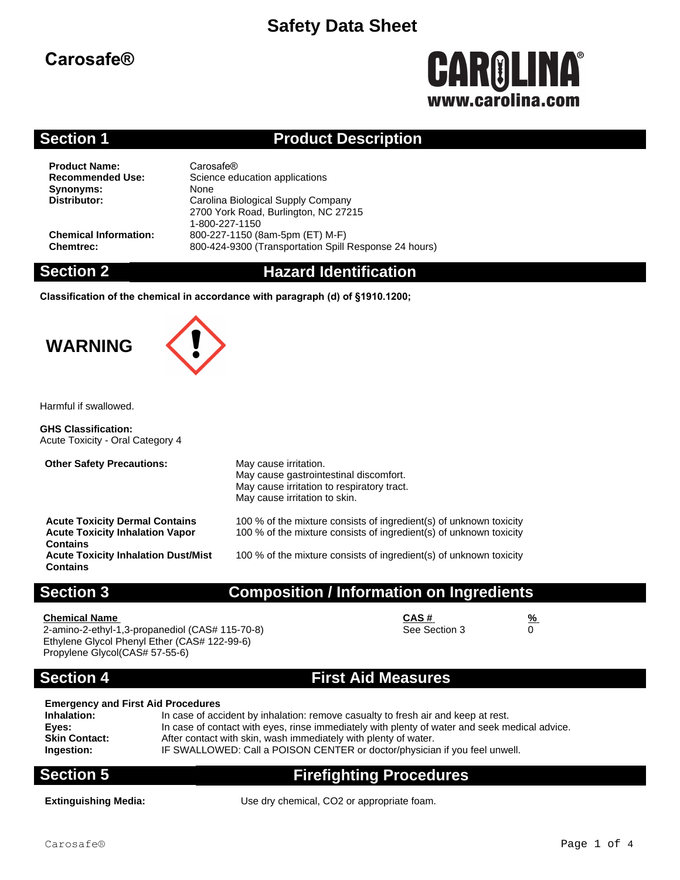# Safety Data Sheet

## Carosafe®

CAROLINA®
www.carolina.com

## Section 1 Product Description

| | |
|---|---|
| **Product Name:** | Carosafe® |
| **Recommended Use:** | Science education applications |
| **Synonyms:** | None |
| **Distributor:** | Carolina Biological Supply Company<br>2700 York Road, Burlington, NC 27215<br>1-800-227-1150 |
| **Chemical Information:** | 800-227-1150 (8am-5pm (ET) M-F) |
| **Chemtrec:** | 800-424-9300 (Transportation Spill Response 24 hours) |

## Section 2 Hazard Identification

**Classification of the chemical in accordance with paragraph (d) of §1910.1200;**

**WARNING**

Harmful if swallowed.

**GHS Classification:**
Acute Toxicity - Oral Category 4

| | |
|---|---|
| **Other Safety Precautions:** | May cause irritation.<br>May cause gastrointestinal discomfort.<br>May cause irritation to respiratory tract.<br>May cause irritation to skin. |
| **Acute Toxicity Dermal Contains** | 100 % of the mixture consists of ingredient(s) of unknown toxicity |
| **Acute Toxicity Inhalation Vapor Contains** | 100 % of the mixture consists of ingredient(s) of unknown toxicity |
| **Acute Toxicity Inhalation Dust/Mist Contains** | 100 % of the mixture consists of ingredient(s) of unknown toxicity |

## Section 3 Composition / Information on Ingredients

| Chemical Name | CAS # | % |
|---|---|---|
| 2-amino-2-ethyl-1,3-propanediol (CAS# 115-70-8)<br>Ethylene Glycol Phenyl Ether (CAS# 122-99-6)<br>Propylene Glycol(CAS# 57-55-6) | See Section 3 | 0 |

## Section 4 First Aid Measures

**Emergency and First Aid Procedures**

| | |
|---|---|
| **Inhalation:** | In case of accident by inhalation: remove casualty to fresh air and keep at rest. |
| **Eyes:** | In case of contact with eyes, rinse immediately with plenty of water and seek medical advice. |
| **Skin Contact:** | After contact with skin, wash immediately with plenty of water. |
| **Ingestion:** | IF SWALLOWED: Call a POISON CENTER or doctor/physician if you feel unwell. |

## Section 5 Firefighting Procedures

**Extinguishing Media:** Use dry chemical, $CO_2$ or appropriate foam.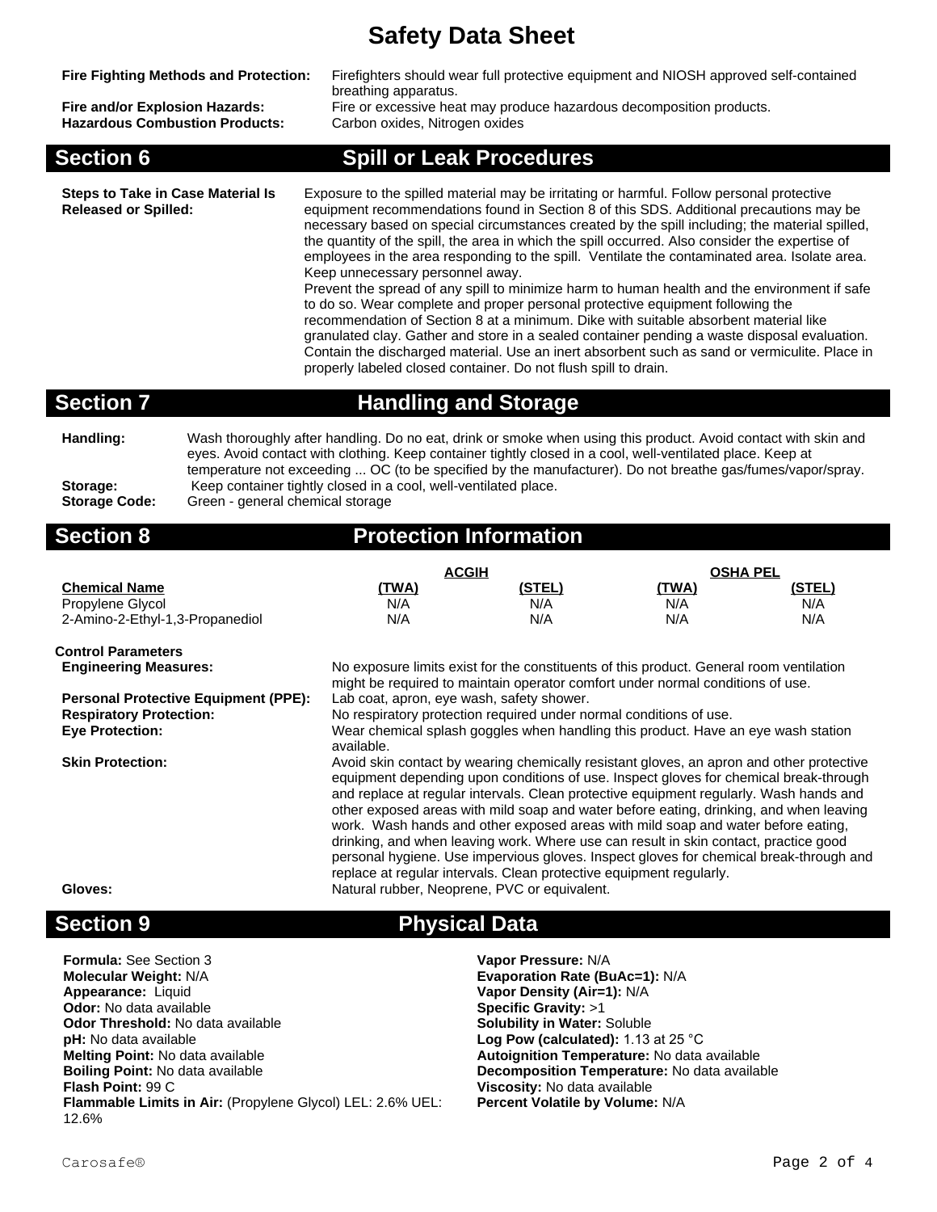# Safety Data Sheet

**Fire Fighting Methods and Protection:** Firefighters should wear full protective equipment and NIOSH approved self-contained breathing apparatus.

**Fire and/or Explosion Hazards:** Fire or excessive heat may produce hazardous decomposition products.

**Hazardous Combustion Products:** Carbon oxides, Nitrogen oxides

## Section 6 Spill or Leak Procedures

**Steps to Take in Case Material Is Released or Spilled:** Exposure to the spilled material may be irritating or harmful. Follow personal protective equipment recommendations found in Section 8 of this SDS. Additional precautions may be necessary based on special circumstances created by the spill including; the material spilled, the quantity of the spill, the area in which the spill occurred. Also consider the expertise of employees in the area responding to the spill. Ventilate the contaminated area. Isolate area. Keep unnecessary personnel away.
Prevent the spread of any spill to minimize harm to human health and the environment if safe to do so. Wear complete and proper personal protective equipment following the recommendation of Section 8 at a minimum. Dike with suitable absorbent material like granulated clay. Gather and store in a sealed container pending a waste disposal evaluation. Contain the discharged material. Use an inert absorbent such as sand or vermiculite. Place in properly labeled closed container. Do not flush spill to drain.

## Section 7 Handling and Storage

**Handling:** Wash thoroughly after handling. Do no eat, drink or smoke when using this product. Avoid contact with skin and eyes. Avoid contact with clothing. Keep container tightly closed in a cool, well-ventilated place. Keep at temperature not exceeding ... OC (to be specified by the manufacturer). Do not breathe gas/fumes/vapor/spray.

**Storage:** Keep container tightly closed in a cool, well-ventilated place.

**Storage Code:** Green - general chemical storage

## Section 8 Protection Information

| | ACGIH | | OSHA PEL | |
|---|---|---|---|---|
| **Chemical Name** | **(TWA)** | **(STEL)** | **(TWA)** | **(STEL)** |
| Propylene Glycol | N/A | N/A | N/A | N/A |
| 2-Amino-2-Ethyl-1,3-Propanediol | N/A | N/A | N/A | N/A |

**Control Parameters**

**Engineering Measures:** No exposure limits exist for the constituents of this product. General room ventilation might be required to maintain operator comfort under normal conditions of use.

**Personal Protective Equipment (PPE):** Lab coat, apron, eye wash, safety shower.

**Respiratory Protection:** No respiratory protection required under normal conditions of use.

**Eye Protection:** Wear chemical splash goggles when handling this product. Have an eye wash station available.

**Skin Protection:** Avoid skin contact by wearing chemically resistant gloves, an apron and other protective equipment depending upon conditions of use. Inspect gloves for chemical break-through and replace at regular intervals. Clean protective equipment regularly. Wash hands and other exposed areas with mild soap and water before eating, drinking, and when leaving work. Wash hands and other exposed areas with mild soap and water before eating, drinking, and when leaving work. Where use can result in skin contact, practice good personal hygiene. Use impervious gloves. Inspect gloves for chemical break-through and replace at regular intervals. Clean protective equipment regularly.

**Gloves:** Natural rubber, Neoprene, PVC or equivalent.

## Section 9 Physical Data

**Formula:** See Section 3
**Molecular Weight:** N/A
**Appearance:** Liquid
**Odor:** No data available
**Odor Threshold:** No data available
**pH:** No data available
**Melting Point:** No data available
**Boiling Point:** No data available
**Flash Point:** 99 C
**Flammable Limits in Air:** (Propylene Glycol) LEL: 2.6% UEL: 12.6%

**Vapor Pressure:** N/A
**Evaporation Rate (BuAc=1):** N/A
**Vapor Density (Air=1):** N/A
**Specific Gravity:** >1
**Solubility in Water:** Soluble
**Log Pow (calculated):** 1.13 at 25 °C
**Autoignition Temperature:** No data available
**Decomposition Temperature:** No data available
**Viscosity:** No data available
**Percent Volatile by Volume:** N/A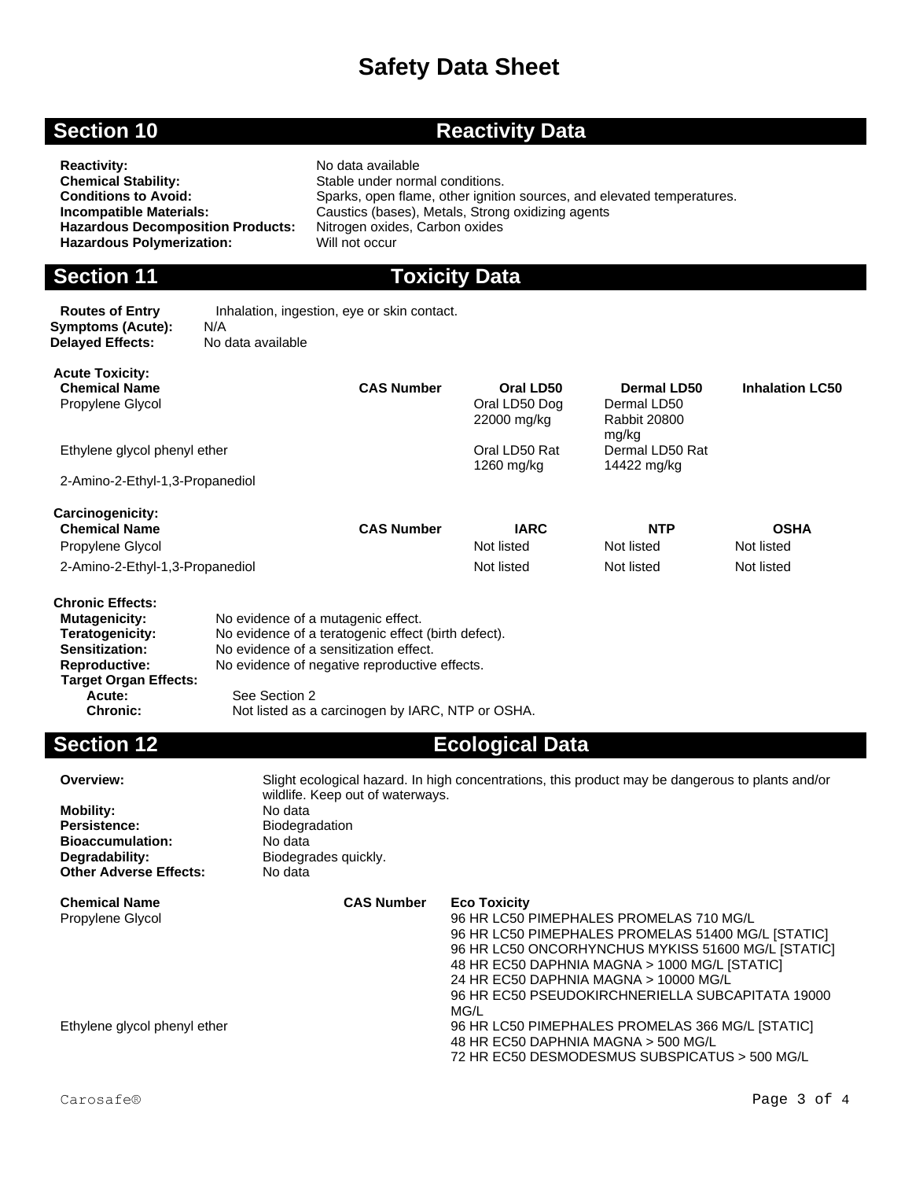# Safety Data Sheet

## Section 10 Reactivity Data

**Reactivity:** No data available
**Chemical Stability:** Stable under normal conditions.
**Conditions to Avoid:** Sparks, open flame, other ignition sources, and elevated temperatures.
**Incompatible Materials:** Caustics (bases), Metals, Strong oxidizing agents
**Hazardous Decomposition Products:** Nitrogen oxides, Carbon oxides
**Hazardous Polymerization:** Will not occur

## Section 11 Toxicity Data

**Routes of Entry** Inhalation, ingestion, eye or skin contact.
**Symptoms (Acute):** N/A
**Delayed Effects:** No data available

**Acute Toxicity:**

| Chemical Name | CAS Number | Oral LD50 | Dermal LD50 | Inhalation LC50 |
|---|---|---|---|---|
| Propylene Glycol | | Oral LD50 Dog 22000 mg/kg | Dermal LD50 Rabbit 20800 mg/kg | |
| Ethylene glycol phenyl ether | | Oral LD50 Rat 1260 mg/kg | Dermal LD50 Rat 14422 mg/kg | |
| 2-Amino-2-Ethyl-1,3-Propanediol | | | | |

**Carcinogenicity:**

| Chemical Name | CAS Number | IARC | NTP | OSHA |
|---|---|---|---|---|
| Propylene Glycol | | Not listed | Not listed | Not listed |
| 2-Amino-2-Ethyl-1,3-Propanediol | | Not listed | Not listed | Not listed |

**Chronic Effects:**
**Mutagenicity:** No evidence of a mutagenic effect.
**Teratogenicity:** No evidence of a teratogenic effect (birth defect).
**Sensitization:** No evidence of a sensitization effect.
**Reproductive:** No evidence of negative reproductive effects.
**Target Organ Effects:**
**Acute:** See Section 2
**Chronic:** Not listed as a carcinogen by IARC, NTP or OSHA.

## Section 12 Ecological Data

**Overview:** Slight ecological hazard. In high concentrations, this product may be dangerous to plants and/or wildlife. Keep out of waterways.
**Mobility:** No data
**Persistence:** Biodegradation
**Bioaccumulation:** No data
**Degradability:** Biodegrades quickly.
**Other Adverse Effects:** No data

| Chemical Name | CAS Number | Eco Toxicity |
|---|---|---|
| Propylene Glycol | | 96 HR LC50 PIMEPHALES PROMELAS 710 MG/L<br>96 HR LC50 PIMEPHALES PROMELAS 51400 MG/L [STATIC]<br>96 HR LC50 ONCORHYNCHUS MYKISS 51600 MG/L [STATIC]<br>48 HR EC50 DAPHNIA MAGNA > 1000 MG/L [STATIC]<br>24 HR EC50 DAPHNIA MAGNA > 10000 MG/L<br>96 HR EC50 PSEUDOKIRCHNERIELLA SUBCAPITATA 19000 MG/L |
| Ethylene glycol phenyl ether | | 96 HR LC50 PIMEPHALES PROMELAS 366 MG/L [STATIC]<br>48 HR EC50 DAPHNIA MAGNA > 500 MG/L<br>72 HR EC50 DESMODESMUS SUBSPICATUS > 500 MG/L |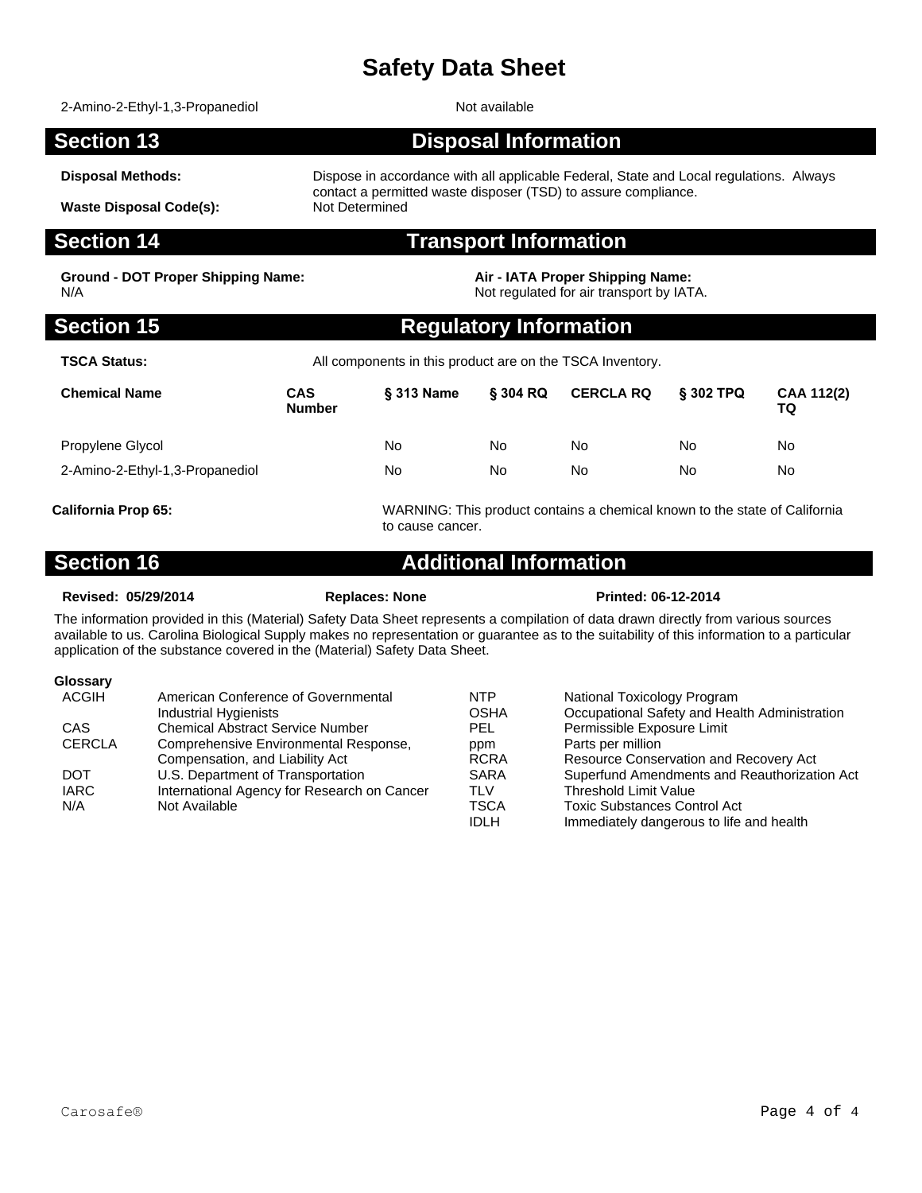# Safety Data Sheet

2-Amino-2-Ethyl-1,3-Propanediol — Not available

## Section 13 — Disposal Information

**Disposal Methods:** Dispose in accordance with all applicable Federal, State and Local regulations. Always contact a permitted waste disposer (TSD) to assure compliance.

**Waste Disposal Code(s):** Not Determined

## Section 14 — Transport Information

**Ground - DOT Proper Shipping Name:**
N/A

**Air - IATA Proper Shipping Name:**
Not regulated for air transport by IATA.

## Section 15 — Regulatory Information

**TSCA Status:** All components in this product are on the TSCA Inventory.

| Chemical Name | CAS Number | § 313 Name | § 304 RQ | CERCLA RQ | § 302 TPQ | CAA 112(2) TQ |
|---|---|---|---|---|---|---|
| Propylene Glycol | | No | No | No | No | No |
| 2-Amino-2-Ethyl-1,3-Propanediol | | No | No | No | No | No |

**California Prop 65:** WARNING: This product contains a chemical known to the state of California to cause cancer.

## Section 16 — Additional Information

**Revised: 05/29/2014** **Replaces: None** **Printed: 06-12-2014**

The information provided in this (Material) Safety Data Sheet represents a compilation of data drawn directly from various sources available to us. Carolina Biological Supply makes no representation or guarantee as to the suitability of this information to a particular application of the substance covered in the (Material) Safety Data Sheet.

**Glossary**

| | |
|---|---|
| ACGIH | American Conference of Governmental Industrial Hygienists |
| CAS | Chemical Abstract Service Number |
| CERCLA | Comprehensive Environmental Response, Compensation, and Liability Act |
| DOT | U.S. Department of Transportation |
| IARC | International Agency for Research on Cancer |
| N/A | Not Available |
| NTP | National Toxicology Program |
| OSHA | Occupational Safety and Health Administration |
| PEL | Permissible Exposure Limit |
| ppm | Parts per million |
| RCRA | Resource Conservation and Recovery Act |
| SARA | Superfund Amendments and Reauthorization Act |
| TLV | Threshold Limit Value |
| TSCA | Toxic Substances Control Act |
| IDLH | Immediately dangerous to life and health |

Carosafe®